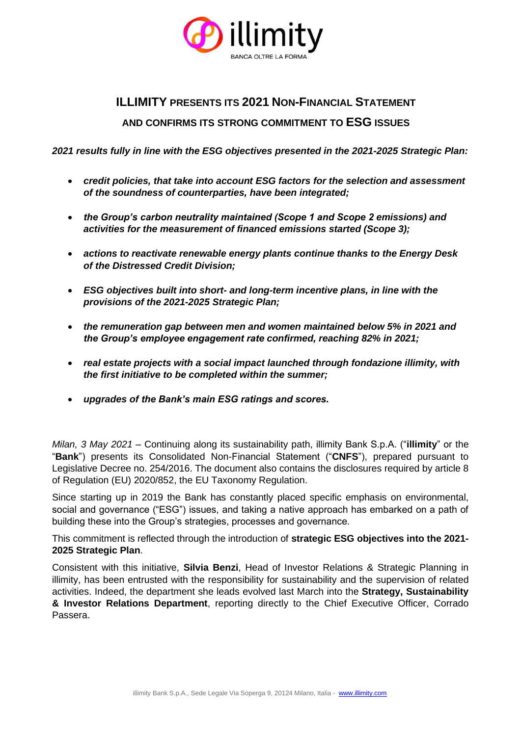# ILLIMITY PRESENTS ITS 2021 NON-FINANCIAL STATEMENT AND CONFIRMS ITS STRONG COMMITMENT TO ESG ISSUES

***2021 results fully in line with the ESG objectives presented in the 2021-2025 Strategic Plan:***

- ***credit policies, that take into account ESG factors for the selection and assessment of the soundness of counterparties, have been integrated;***
- ***the Group's carbon neutrality maintained (Scope 1 and Scope 2 emissions) and activities for the measurement of financed emissions started (Scope 3);***
- ***actions to reactivate renewable energy plants continue thanks to the Energy Desk of the Distressed Credit Division;***
- ***ESG objectives built into short- and long-term incentive plans, in line with the provisions of the 2021-2025 Strategic Plan;***
- ***the remuneration gap between men and women maintained below 5% in 2021 and the Group's employee engagement rate confirmed, reaching 82% in 2021;***
- ***real estate projects with a social impact launched through fondazione illimity, with the first initiative to be completed within the summer;***
- ***upgrades of the Bank's main ESG ratings and scores.***

*Milan, 3 May 2021* – Continuing along its sustainability path, illimity Bank S.p.A. ("**illimity**" or the "**Bank**") presents its Consolidated Non-Financial Statement ("**CNFS**"), prepared pursuant to Legislative Decree no. 254/2016. The document also contains the disclosures required by article 8 of Regulation (EU) 2020/852, the EU Taxonomy Regulation.

Since starting up in 2019 the Bank has constantly placed specific emphasis on environmental, social and governance ("ESG") issues, and taking a native approach has embarked on a path of building these into the Group's strategies, processes and governance.

This commitment is reflected through the introduction of **strategic ESG objectives into the 2021-2025 Strategic Plan**.

Consistent with this initiative, **Silvia Benzi**, Head of Investor Relations & Strategic Planning in illimity, has been entrusted with the responsibility for sustainability and the supervision of related activities. Indeed, the department she leads evolved last March into the **Strategy, Sustainability & Investor Relations Department**, reporting directly to the Chief Executive Officer, Corrado Passera.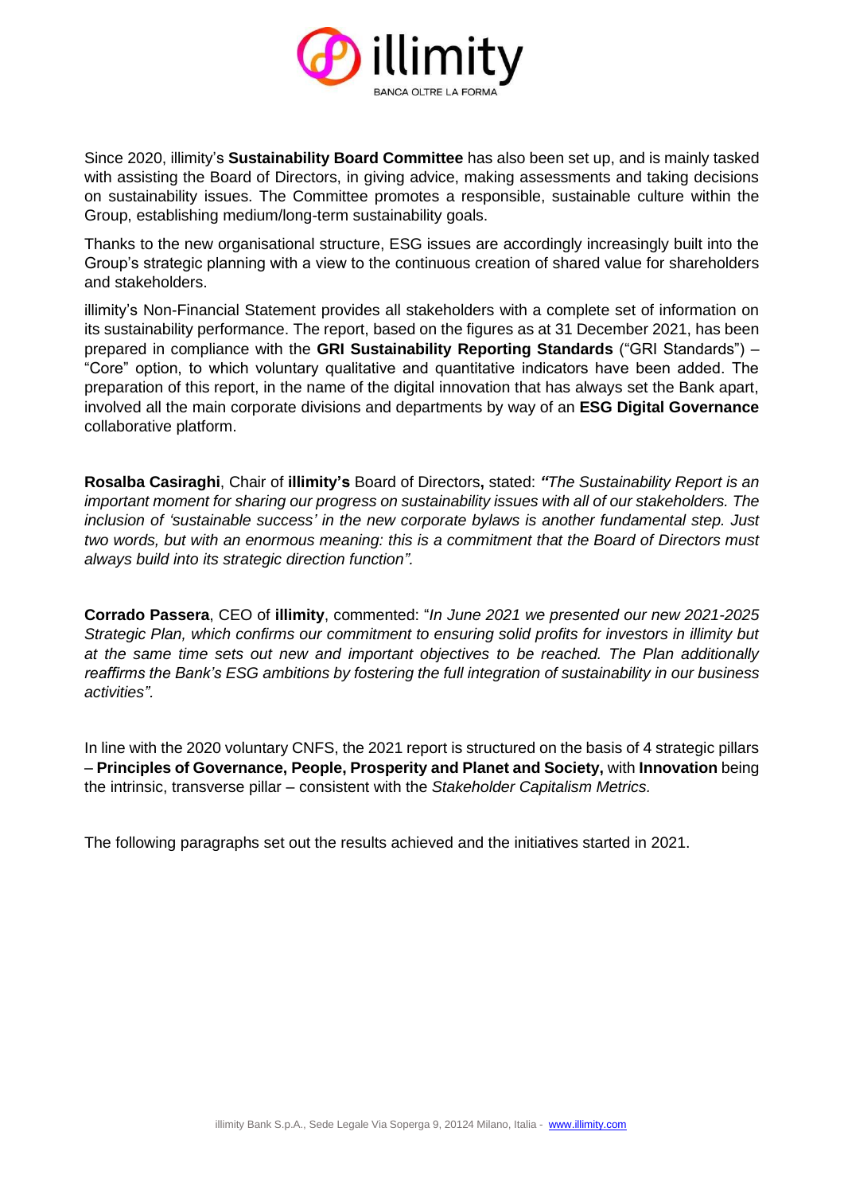Since 2020, illimity's **Sustainability Board Committee** has also been set up, and is mainly tasked with assisting the Board of Directors, in giving advice, making assessments and taking decisions on sustainability issues. The Committee promotes a responsible, sustainable culture within the Group, establishing medium/long-term sustainability goals.

Thanks to the new organisational structure, ESG issues are accordingly increasingly built into the Group's strategic planning with a view to the continuous creation of shared value for shareholders and stakeholders.

illimity's Non-Financial Statement provides all stakeholders with a complete set of information on its sustainability performance. The report, based on the figures as at 31 December 2021, has been prepared in compliance with the **GRI Sustainability Reporting Standards** ("GRI Standards") – "Core" option, to which voluntary qualitative and quantitative indicators have been added. The preparation of this report, in the name of the digital innovation that has always set the Bank apart, involved all the main corporate divisions and departments by way of an **ESG Digital Governance** collaborative platform.

**Rosalba Casiraghi**, Chair of **illimity's** Board of Directors**,** stated: *"The Sustainability Report is an important moment for sharing our progress on sustainability issues with all of our stakeholders. The inclusion of 'sustainable success' in the new corporate bylaws is another fundamental step. Just two words, but with an enormous meaning: this is a commitment that the Board of Directors must always build into its strategic direction function".*

**Corrado Passera**, CEO of **illimity**, commented: "*In June 2021 we presented our new 2021-2025 Strategic Plan, which confirms our commitment to ensuring solid profits for investors in illimity but at the same time sets out new and important objectives to be reached. The Plan additionally reaffirms the Bank's ESG ambitions by fostering the full integration of sustainability in our business activities".*

In line with the 2020 voluntary CNFS, the 2021 report is structured on the basis of 4 strategic pillars – **Principles of Governance, People, Prosperity and Planet and Society,** with **Innovation** being the intrinsic, transverse pillar – consistent with the *Stakeholder Capitalism Metrics.*

The following paragraphs set out the results achieved and the initiatives started in 2021.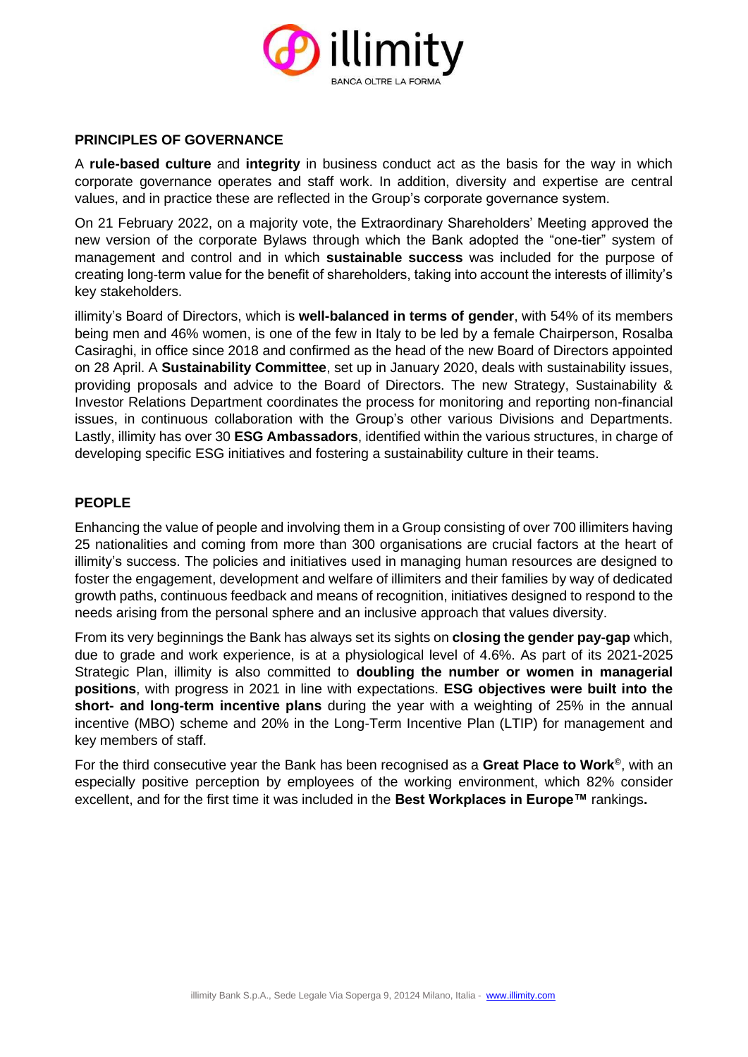## PRINCIPLES OF GOVERNANCE

A **rule-based culture** and **integrity** in business conduct act as the basis for the way in which corporate governance operates and staff work. In addition, diversity and expertise are central values, and in practice these are reflected in the Group's corporate governance system.

On 21 February 2022, on a majority vote, the Extraordinary Shareholders' Meeting approved the new version of the corporate Bylaws through which the Bank adopted the "one-tier" system of management and control and in which **sustainable success** was included for the purpose of creating long-term value for the benefit of shareholders, taking into account the interests of illimity's key stakeholders.

illimity's Board of Directors, which is **well-balanced in terms of gender**, with 54% of its members being men and 46% women, is one of the few in Italy to be led by a female Chairperson, Rosalba Casiraghi, in office since 2018 and confirmed as the head of the new Board of Directors appointed on 28 April. A **Sustainability Committee**, set up in January 2020, deals with sustainability issues, providing proposals and advice to the Board of Directors. The new Strategy, Sustainability & Investor Relations Department coordinates the process for monitoring and reporting non-financial issues, in continuous collaboration with the Group's other various Divisions and Departments. Lastly, illimity has over 30 **ESG Ambassadors**, identified within the various structures, in charge of developing specific ESG initiatives and fostering a sustainability culture in their teams.

## PEOPLE

Enhancing the value of people and involving them in a Group consisting of over 700 illimiters having 25 nationalities and coming from more than 300 organisations are crucial factors at the heart of illimity's success. The policies and initiatives used in managing human resources are designed to foster the engagement, development and welfare of illimiters and their families by way of dedicated growth paths, continuous feedback and means of recognition, initiatives designed to respond to the needs arising from the personal sphere and an inclusive approach that values diversity.

From its very beginnings the Bank has always set its sights on **closing the gender pay-gap** which, due to grade and work experience, is at a physiological level of 4.6%. As part of its 2021-2025 Strategic Plan, illimity is also committed to **doubling the number or women in managerial positions**, with progress in 2021 in line with expectations. **ESG objectives were built into the short- and long-term incentive plans** during the year with a weighting of 25% in the annual incentive (MBO) scheme and 20% in the Long-Term Incentive Plan (LTIP) for management and key members of staff.

For the third consecutive year the Bank has been recognised as a **Great Place to Work©**, with an especially positive perception by employees of the working environment, which 82% consider excellent, and for the first time it was included in the **Best Workplaces in Europe™** rankings**.**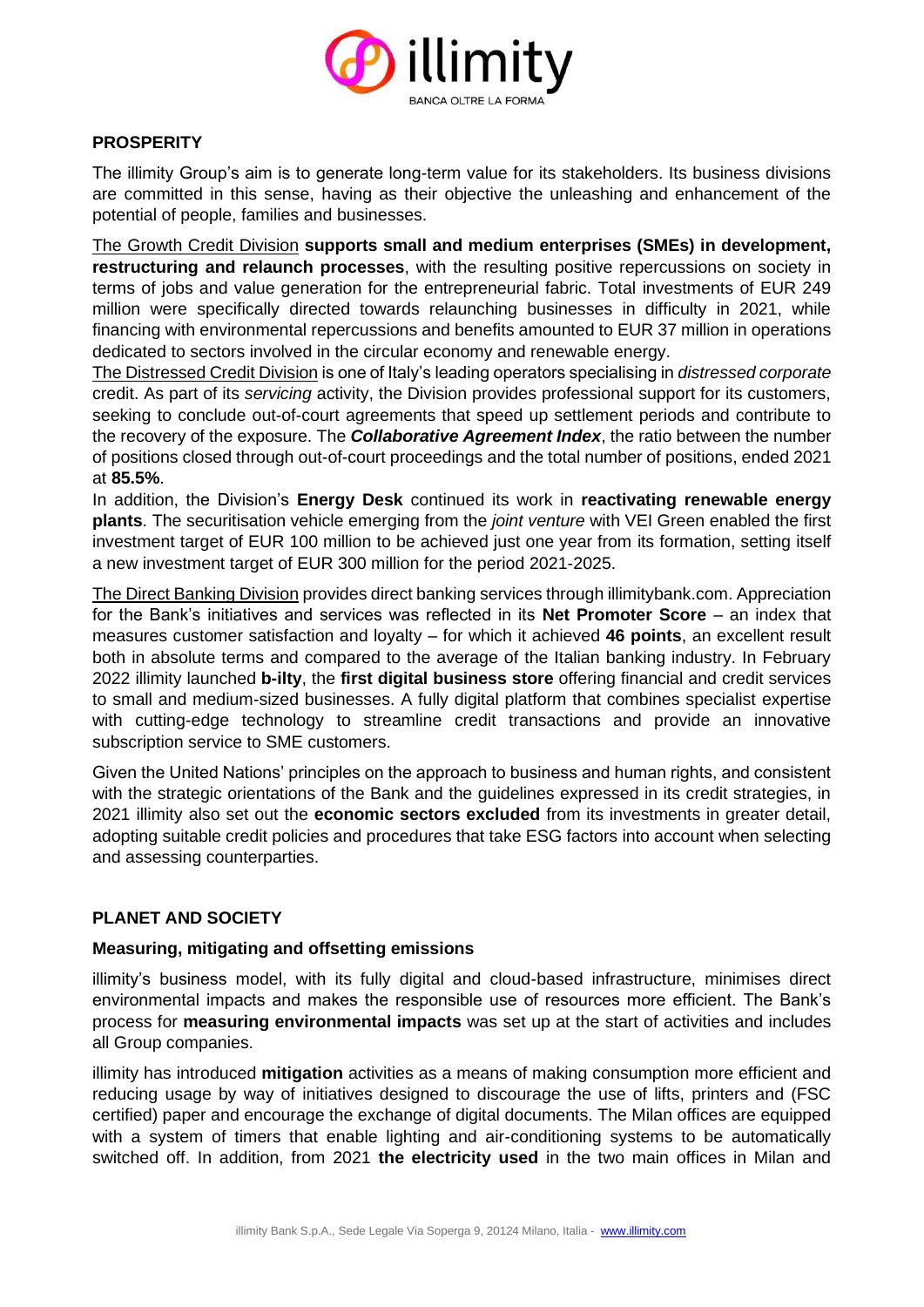## PROSPERITY

The illimity Group's aim is to generate long-term value for its stakeholders. Its business divisions are committed in this sense, having as their objective the unleashing and enhancement of the potential of people, families and businesses.

The Growth Credit Division **supports small and medium enterprises (SMEs) in development, restructuring and relaunch processes**, with the resulting positive repercussions on society in terms of jobs and value generation for the entrepreneurial fabric. Total investments of EUR 249 million were specifically directed towards relaunching businesses in difficulty in 2021, while financing with environmental repercussions and benefits amounted to EUR 37 million in operations dedicated to sectors involved in the circular economy and renewable energy.

The Distressed Credit Division is one of Italy's leading operators specialising in *distressed corporate* credit. As part of its *servicing* activity, the Division provides professional support for its customers, seeking to conclude out-of-court agreements that speed up settlement periods and contribute to the recovery of the exposure. The ***Collaborative Agreement Index***, the ratio between the number of positions closed through out-of-court proceedings and the total number of positions, ended 2021 at **85.5%**.

In addition, the Division's **Energy Desk** continued its work in **reactivating renewable energy plants**. The securitisation vehicle emerging from the *joint venture* with VEI Green enabled the first investment target of EUR 100 million to be achieved just one year from its formation, setting itself a new investment target of EUR 300 million for the period 2021-2025.

The Direct Banking Division provides direct banking services through illimitybank.com. Appreciation for the Bank's initiatives and services was reflected in its **Net Promoter Score** – an index that measures customer satisfaction and loyalty – for which it achieved **46 points**, an excellent result both in absolute terms and compared to the average of the Italian banking industry. In February 2022 illimity launched **b-ilty**, the **first digital business store** offering financial and credit services to small and medium-sized businesses. A fully digital platform that combines specialist expertise with cutting-edge technology to streamline credit transactions and provide an innovative subscription service to SME customers.

Given the United Nations' principles on the approach to business and human rights, and consistent with the strategic orientations of the Bank and the guidelines expressed in its credit strategies, in 2021 illimity also set out the **economic sectors excluded** from its investments in greater detail, adopting suitable credit policies and procedures that take ESG factors into account when selecting and assessing counterparties.

## PLANET AND SOCIETY

### Measuring, mitigating and offsetting emissions

illimity's business model, with its fully digital and cloud-based infrastructure, minimises direct environmental impacts and makes the responsible use of resources more efficient. The Bank's process for **measuring environmental impacts** was set up at the start of activities and includes all Group companies.

illimity has introduced **mitigation** activities as a means of making consumption more efficient and reducing usage by way of initiatives designed to discourage the use of lifts, printers and (FSC certified) paper and encourage the exchange of digital documents. The Milan offices are equipped with a system of timers that enable lighting and air-conditioning systems to be automatically switched off. In addition, from 2021 **the electricity used** in the two main offices in Milan and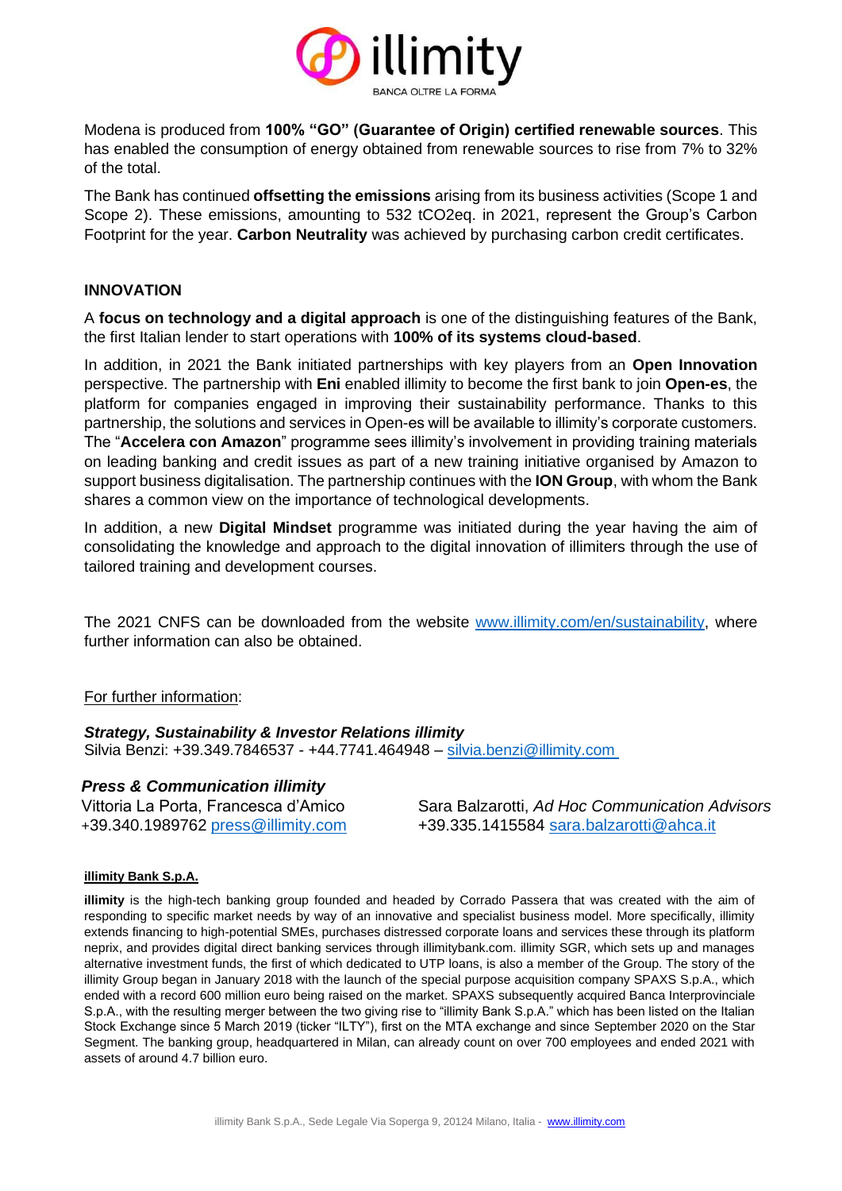Modena is produced from **100% "GO" (Guarantee of Origin) certified renewable sources**. This has enabled the consumption of energy obtained from renewable sources to rise from 7% to 32% of the total.

The Bank has continued **offsetting the emissions** arising from its business activities (Scope 1 and Scope 2). These emissions, amounting to 532 tCO2eq. in 2021, represent the Group's Carbon Footprint for the year. **Carbon Neutrality** was achieved by purchasing carbon credit certificates.

## INNOVATION

A **focus on technology and a digital approach** is one of the distinguishing features of the Bank, the first Italian lender to start operations with **100% of its systems cloud-based**.

In addition, in 2021 the Bank initiated partnerships with key players from an **Open Innovation** perspective. The partnership with **Eni** enabled illimity to become the first bank to join **Open-es**, the platform for companies engaged in improving their sustainability performance. Thanks to this partnership, the solutions and services in Open-es will be available to illimity's corporate customers. The "**Accelera con Amazon**" programme sees illimity's involvement in providing training materials on leading banking and credit issues as part of a new training initiative organised by Amazon to support business digitalisation. The partnership continues with the **ION Group**, with whom the Bank shares a common view on the importance of technological developments.

In addition, a new **Digital Mindset** programme was initiated during the year having the aim of consolidating the knowledge and approach to the digital innovation of illimiters through the use of tailored training and development courses.

The 2021 CNFS can be downloaded from the website www.illimity.com/en/sustainability, where further information can also be obtained.

For further information:

***Strategy, Sustainability & Investor Relations illimity***
Silvia Benzi: +39.349.7846537 - +44.7741.464948 – silvia.benzi@illimity.com

***Press & Communication illimity***
Vittoria La Porta, Francesca d'Amico
+39.340.1989762 press@illimity.com

Sara Balzarotti, *Ad Hoc Communication Advisors*
+39.335.1415584 sara.balzarotti@ahca.it

**illimity Bank S.p.A.**

**illimity** is the high-tech banking group founded and headed by Corrado Passera that was created with the aim of responding to specific market needs by way of an innovative and specialist business model. More specifically, illimity extends financing to high-potential SMEs, purchases distressed corporate loans and services these through its platform neprix, and provides digital direct banking services through illimitybank.com. illimity SGR, which sets up and manages alternative investment funds, the first of which dedicated to UTP loans, is also a member of the Group. The story of the illimity Group began in January 2018 with the launch of the special purpose acquisition company SPAXS S.p.A., which ended with a record 600 million euro being raised on the market. SPAXS subsequently acquired Banca Interprovinciale S.p.A., with the resulting merger between the two giving rise to "illimity Bank S.p.A." which has been listed on the Italian Stock Exchange since 5 March 2019 (ticker "ILTY"), first on the MTA exchange and since September 2020 on the Star Segment. The banking group, headquartered in Milan, can already count on over 700 employees and ended 2021 with assets of around 4.7 billion euro.